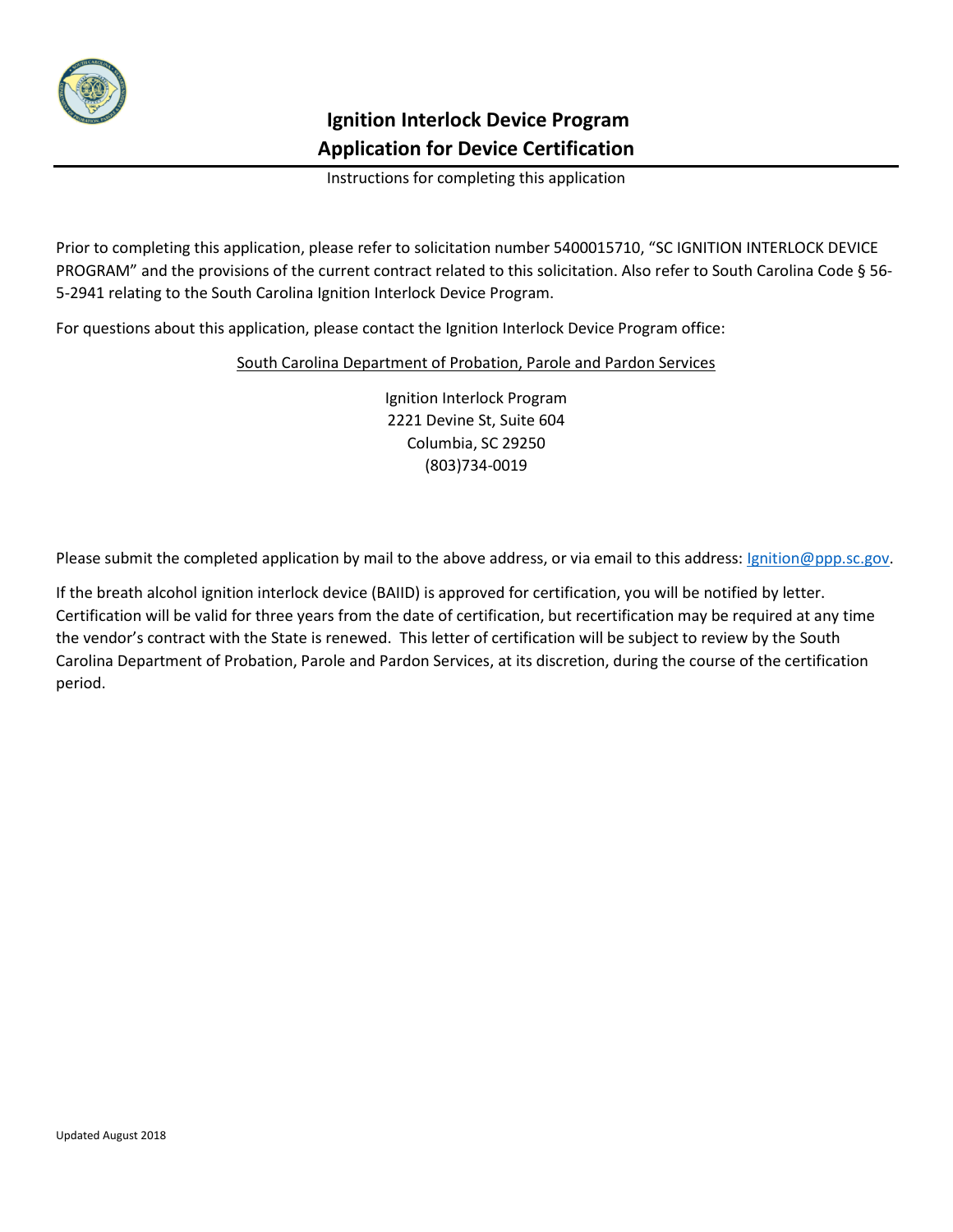# Ignition Interlock Device Program
## Application for Device Certification

Instructions for completing this application

Prior to completing this application, please refer to solicitation number 5400015710, "SC IGNITION INTERLOCK DEVICE PROGRAM" and the provisions of the current contract related to this solicitation. Also refer to South Carolina Code § 56-5-2941 relating to the South Carolina Ignition Interlock Device Program.

For questions about this application, please contact the Ignition Interlock Device Program office:

South Carolina Department of Probation, Parole and Pardon Services

Ignition Interlock Program
2221 Devine St, Suite 604
Columbia, SC 29250
(803)734-0019

Please submit the completed application by mail to the above address, or via email to this address: Ignition@ppp.sc.gov.

If the breath alcohol ignition interlock device (BAIID) is approved for certification, you will be notified by letter. Certification will be valid for three years from the date of certification, but recertification may be required at any time the vendor's contract with the State is renewed. This letter of certification will be subject to review by the South Carolina Department of Probation, Parole and Pardon Services, at its discretion, during the course of the certification period.

Updated August 2018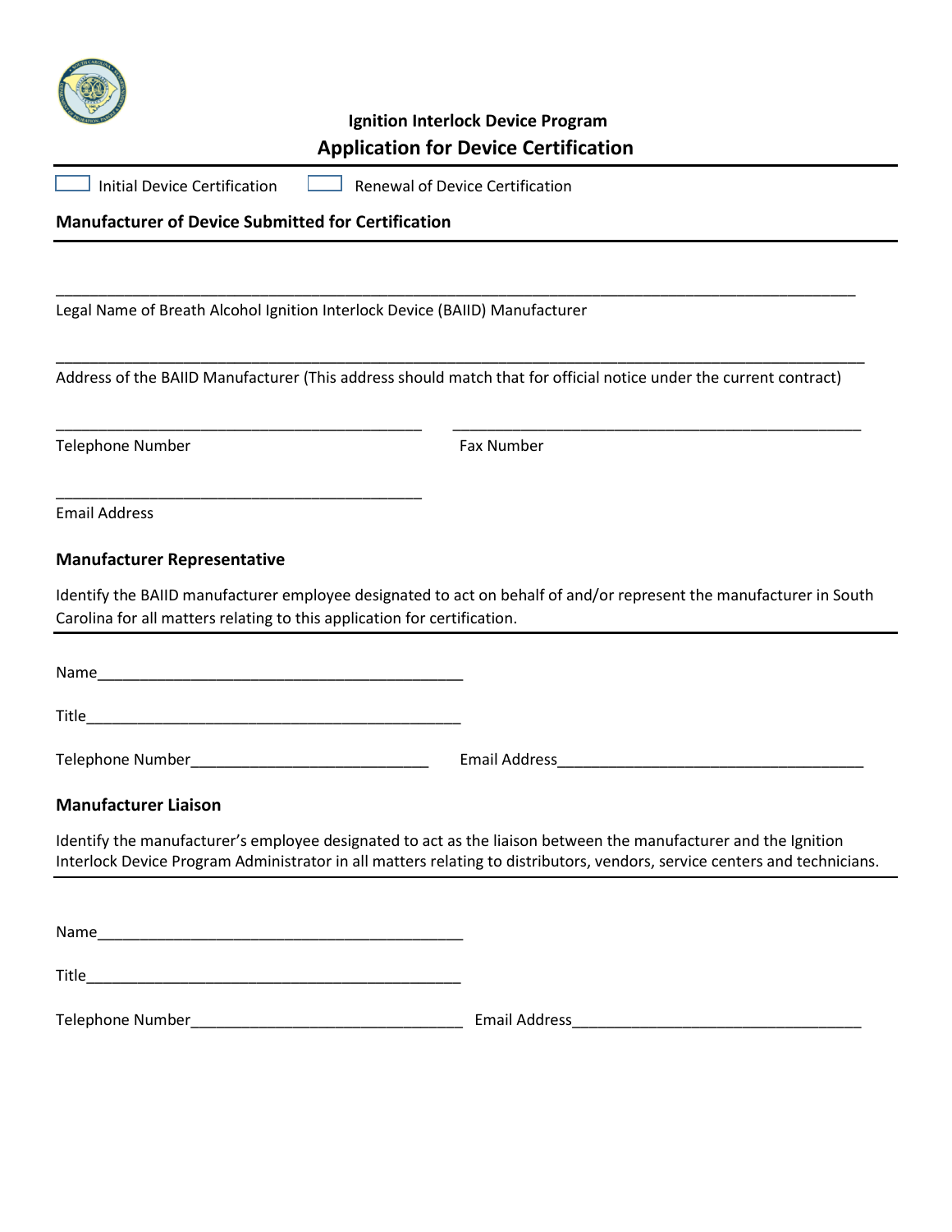**Ignition Interlock Device Program**

## Application for Device Certification

☐ Initial Device Certification ☐ Renewal of Device Certification

**Manufacturer of Device Submitted for Certification**

______________________________________________________________________________________________

Legal Name of Breath Alcohol Ignition Interlock Device (BAIID) Manufacturer

______________________________________________________________________________________________

Address of the BAIID Manufacturer (This address should match that for official notice under the current contract)

____________________________________________ ____________________________________________

Telephone Number Fax Number

____________________________________________

Email Address

**Manufacturer Representative**

Identify the BAIID manufacturer employee designated to act on behalf of and/or represent the manufacturer in South Carolina for all matters relating to this application for certification.

Name____________________________________________

Title_____________________________________________

Telephone Number____________________________ Email Address____________________________________

**Manufacturer Liaison**

Identify the manufacturer's employee designated to act as the liaison between the manufacturer and the Ignition Interlock Device Program Administrator in all matters relating to distributors, vendors, service centers and technicians.

Name____________________________________________

Title_____________________________________________

Telephone Number________________________________ Email Address__________________________________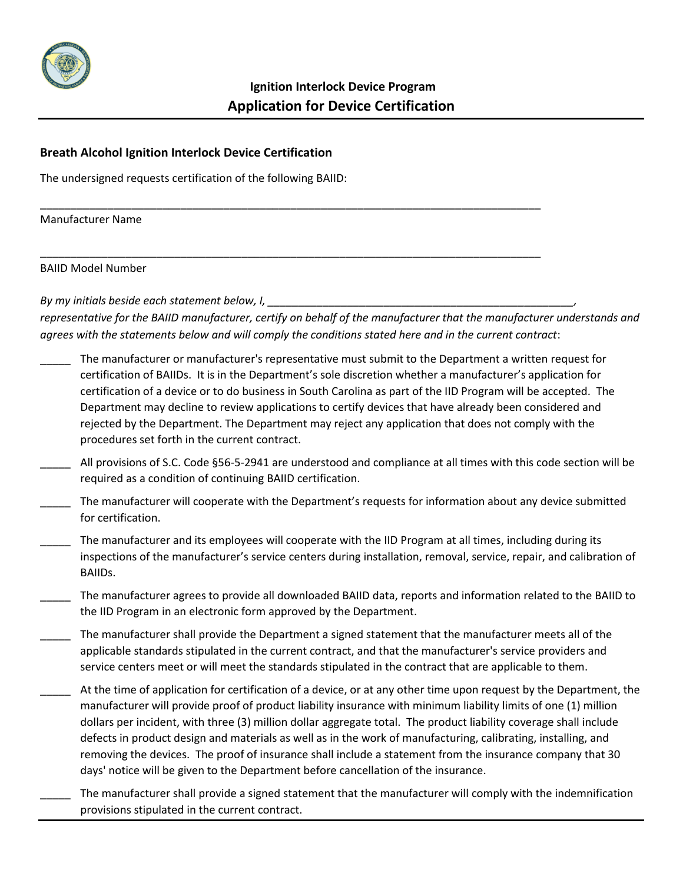## Ignition Interlock Device Program
## Application for Device Certification

**Breath Alcohol Ignition Interlock Device Certification**

The undersigned requests certification of the following BAIID:

______________________________________________________________________________

Manufacturer Name

______________________________________________________________________________

BAIID Model Number

*By my initials beside each statement below, I, ________________________________________________, representative for the BAIID manufacturer, certify on behalf of the manufacturer that the manufacturer understands and agrees with the statements below and will comply the conditions stated here and in the current contract*:

_____ The manufacturer or manufacturer's representative must submit to the Department a written request for certification of BAIIDs. It is in the Department's sole discretion whether a manufacturer's application for certification of a device or to do business in South Carolina as part of the IID Program will be accepted. The Department may decline to review applications to certify devices that have already been considered and rejected by the Department. The Department may reject any application that does not comply with the procedures set forth in the current contract.

_____ All provisions of S.C. Code §56-5-2941 are understood and compliance at all times with this code section will be required as a condition of continuing BAIID certification.

_____ The manufacturer will cooperate with the Department's requests for information about any device submitted for certification.

_____ The manufacturer and its employees will cooperate with the IID Program at all times, including during its inspections of the manufacturer's service centers during installation, removal, service, repair, and calibration of BAIIDs.

_____ The manufacturer agrees to provide all downloaded BAIID data, reports and information related to the BAIID to the IID Program in an electronic form approved by the Department.

_____ The manufacturer shall provide the Department a signed statement that the manufacturer meets all of the applicable standards stipulated in the current contract, and that the manufacturer's service providers and service centers meet or will meet the standards stipulated in the contract that are applicable to them.

_____ At the time of application for certification of a device, or at any other time upon request by the Department, the manufacturer will provide proof of product liability insurance with minimum liability limits of one (1) million dollars per incident, with three (3) million dollar aggregate total. The product liability coverage shall include defects in product design and materials as well as in the work of manufacturing, calibrating, installing, and removing the devices. The proof of insurance shall include a statement from the insurance company that 30 days' notice will be given to the Department before cancellation of the insurance.

_____ The manufacturer shall provide a signed statement that the manufacturer will comply with the indemnification provisions stipulated in the current contract.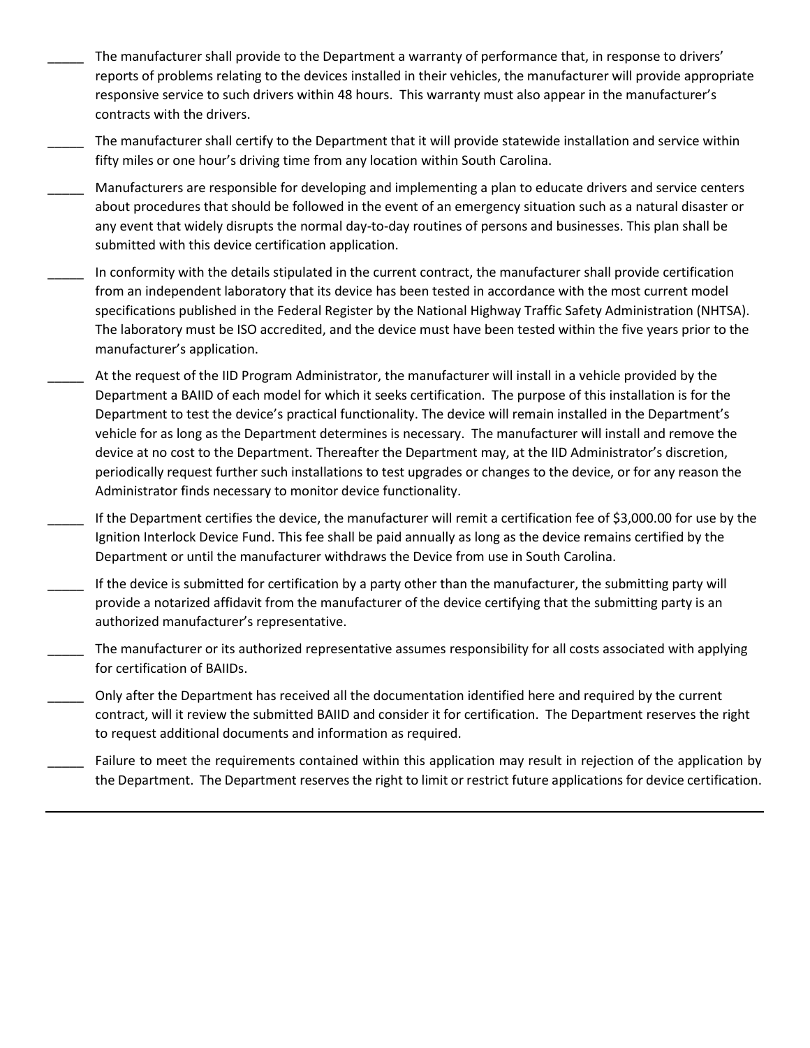_____ The manufacturer shall provide to the Department a warranty of performance that, in response to drivers' reports of problems relating to the devices installed in their vehicles, the manufacturer will provide appropriate responsive service to such drivers within 48 hours. This warranty must also appear in the manufacturer's contracts with the drivers.

_____ The manufacturer shall certify to the Department that it will provide statewide installation and service within fifty miles or one hour's driving time from any location within South Carolina.

_____ Manufacturers are responsible for developing and implementing a plan to educate drivers and service centers about procedures that should be followed in the event of an emergency situation such as a natural disaster or any event that widely disrupts the normal day-to-day routines of persons and businesses. This plan shall be submitted with this device certification application.

_____ In conformity with the details stipulated in the current contract, the manufacturer shall provide certification from an independent laboratory that its device has been tested in accordance with the most current model specifications published in the Federal Register by the National Highway Traffic Safety Administration (NHTSA). The laboratory must be ISO accredited, and the device must have been tested within the five years prior to the manufacturer's application.

_____ At the request of the IID Program Administrator, the manufacturer will install in a vehicle provided by the Department a BAIID of each model for which it seeks certification. The purpose of this installation is for the Department to test the device's practical functionality. The device will remain installed in the Department's vehicle for as long as the Department determines is necessary. The manufacturer will install and remove the device at no cost to the Department. Thereafter the Department may, at the IID Administrator's discretion, periodically request further such installations to test upgrades or changes to the device, or for any reason the Administrator finds necessary to monitor device functionality.

_____ If the Department certifies the device, the manufacturer will remit a certification fee of $3,000.00 for use by the Ignition Interlock Device Fund. This fee shall be paid annually as long as the device remains certified by the Department or until the manufacturer withdraws the Device from use in South Carolina.

_____ If the device is submitted for certification by a party other than the manufacturer, the submitting party will provide a notarized affidavit from the manufacturer of the device certifying that the submitting party is an authorized manufacturer's representative.

_____ The manufacturer or its authorized representative assumes responsibility for all costs associated with applying for certification of BAIIDs.

_____ Only after the Department has received all the documentation identified here and required by the current contract, will it review the submitted BAIID and consider it for certification. The Department reserves the right to request additional documents and information as required.

_____ Failure to meet the requirements contained within this application may result in rejection of the application by the Department. The Department reserves the right to limit or restrict future applications for device certification.

---